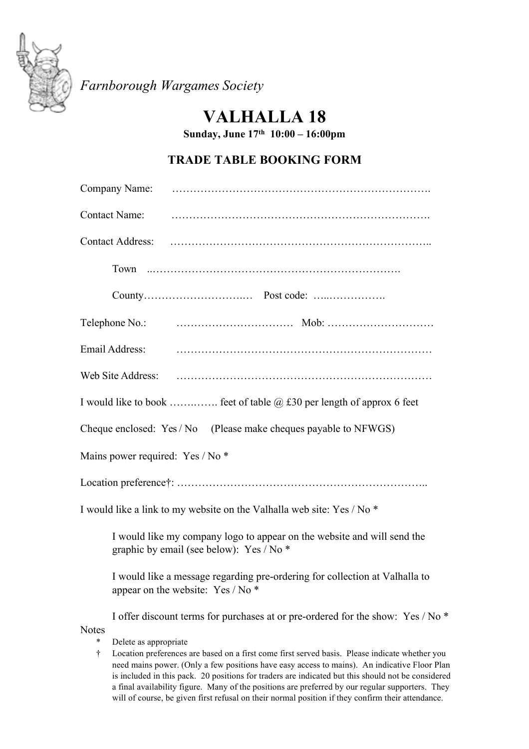*Farnborough Wargames Society*

# VALHALLA 18

**Sunday, June 17th 10:00 – 16:00pm**

## TRADE TABLE BOOKING FORM

Company Name: ……………………………………………………………….

Contact Name: ……………………………………………………………….

Contact Address: ………………………………………………………………..

Town ..…………………………………………………………….

County…………………………..… Post code: …..…………….

Telephone No.: …………………………… Mob: …………………………

Email Address: ……………………………………………………………

Web Site Address: ……………………………………………………………

I would like to book …….……. feet of table @ £30 per length of approx 6 feet

Cheque enclosed: Yes / No (Please make cheques payable to NFWGS)

Mains power required: Yes / No *

Location preference†: ……………………………………………………………..

I would like a link to my website on the Valhalla web site: Yes / No *

I would like my company logo to appear on the website and will send the graphic by email (see below): Yes / No *

I would like a message regarding pre-ordering for collection at Valhalla to appear on the website: Yes / No *

I offer discount terms for purchases at or pre-ordered for the show: Yes / No *

Notes

- \* Delete as appropriate
- † Location preferences are based on a first come first served basis. Please indicate whether you need mains power. (Only a few positions have easy access to mains). An indicative Floor Plan is included in this pack. 20 positions for traders are indicated but this should not be considered a final availability figure. Many of the positions are preferred by our regular supporters. They will of course, be given first refusal on their normal position if they confirm their attendance.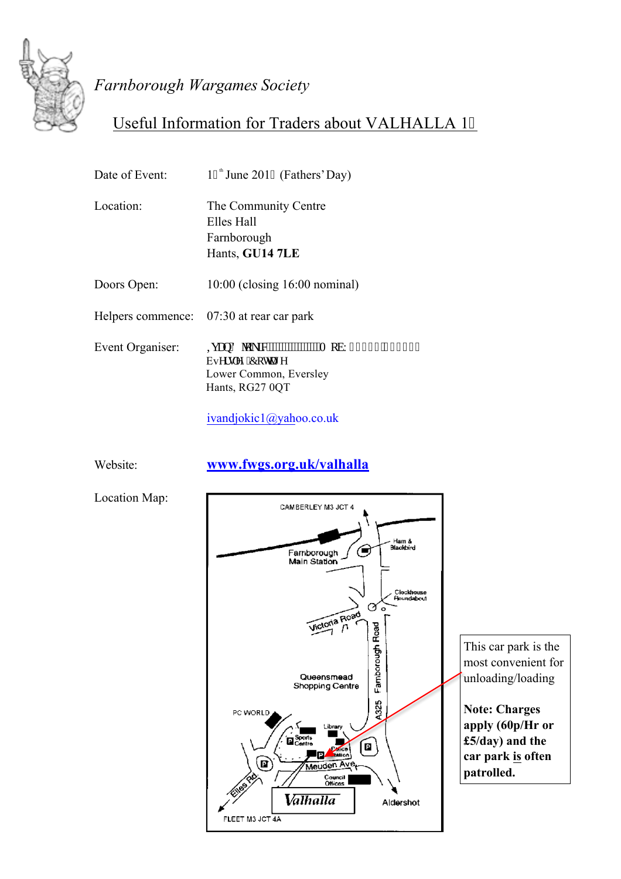*Farnborough Wargames Society*

## Useful Information for Traders about VALHALLA 1

| | |
|---|---|
| Date of Event: | 1 June 201 (Fathers' Day) |
| Location: | The Community Centre<br>Elles Hall<br>Farnborough<br>Hants, **GU14 7LE** |
| Doors Open: | 10:00 (closing 16:00 nominal) |
| Helpers commence: | 07:30 at rear car park |
| Event Organiser: | , YDQ' MRNLF 0 RE:<br>EvHUVOH &RWWDJH<br>Lower Common, Eversley<br>Hants, RG27 0QT<br><br>ivandjokic1@yahoo.co.uk |
| Website: | **www.fwgs.org.uk/valhalla** |
| Location Map: | |

CAMBERLEY M3 JCT 4

Farnborough Main Station

Ham & Blackbird

Clockhouse Roundabout

Victoria Road

Farnborough Road

A325

Queensmead Shopping Centre

PC WORLD

Library

Sports Centre

Police Station

Meuden Ave

Council Offices

Elles Rd

Valhalla

Aldershot

FLEET M3 JCT 4A

This car park is the most convenient for unloading/loading

**Note: Charges apply (60p/Hr or £5/day) and the car park is often patrolled.**